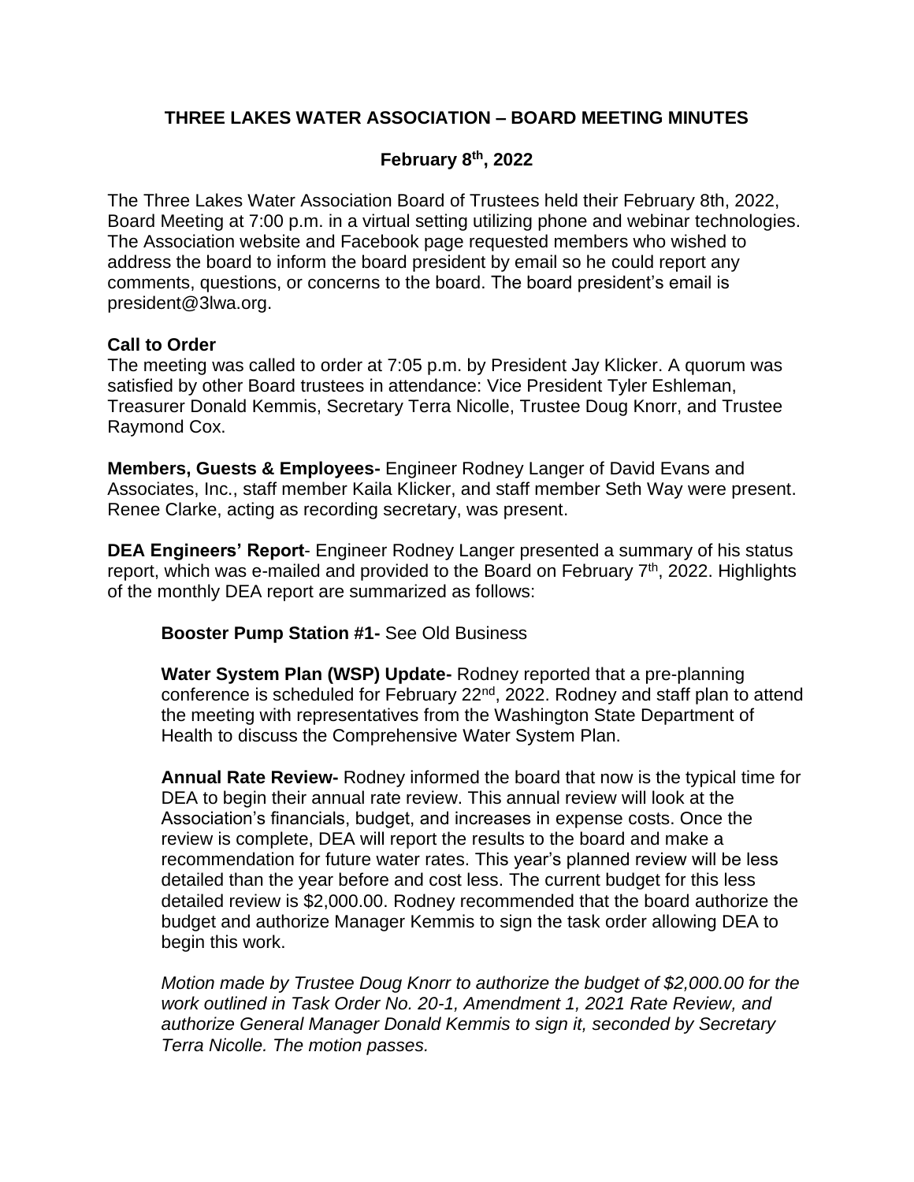# THREE LAKES WATER ASSOCIATION – BOARD MEETING MINUTES

## February 8th, 2022

The Three Lakes Water Association Board of Trustees held their February 8th, 2022, Board Meeting at 7:00 p.m. in a virtual setting utilizing phone and webinar technologies. The Association website and Facebook page requested members who wished to address the board to inform the board president by email so he could report any comments, questions, or concerns to the board. The board president's email is president@3lwa.org.

**Call to Order**
The meeting was called to order at 7:05 p.m. by President Jay Klicker. A quorum was satisfied by other Board trustees in attendance: Vice President Tyler Eshleman, Treasurer Donald Kemmis, Secretary Terra Nicolle, Trustee Doug Knorr, and Trustee Raymond Cox.

**Members, Guests & Employees-** Engineer Rodney Langer of David Evans and Associates, Inc., staff member Kaila Klicker, and staff member Seth Way were present. Renee Clarke, acting as recording secretary, was present.

**DEA Engineers' Report**- Engineer Rodney Langer presented a summary of his status report, which was e-mailed and provided to the Board on February 7th, 2022. Highlights of the monthly DEA report are summarized as follows:

> **Booster Pump Station #1-** See Old Business
>
> **Water System Plan (WSP) Update-** Rodney reported that a pre-planning conference is scheduled for February 22nd, 2022. Rodney and staff plan to attend the meeting with representatives from the Washington State Department of Health to discuss the Comprehensive Water System Plan.
>
> **Annual Rate Review-** Rodney informed the board that now is the typical time for DEA to begin their annual rate review. This annual review will look at the Association's financials, budget, and increases in expense costs. Once the review is complete, DEA will report the results to the board and make a recommendation for future water rates. This year's planned review will be less detailed than the year before and cost less. The current budget for this less detailed review is $2,000.00. Rodney recommended that the board authorize the budget and authorize Manager Kemmis to sign the task order allowing DEA to begin this work.
>
> *Motion made by Trustee Doug Knorr to authorize the budget of $2,000.00 for the work outlined in Task Order No. 20-1, Amendment 1, 2021 Rate Review, and authorize General Manager Donald Kemmis to sign it, seconded by Secretary Terra Nicolle. The motion passes.*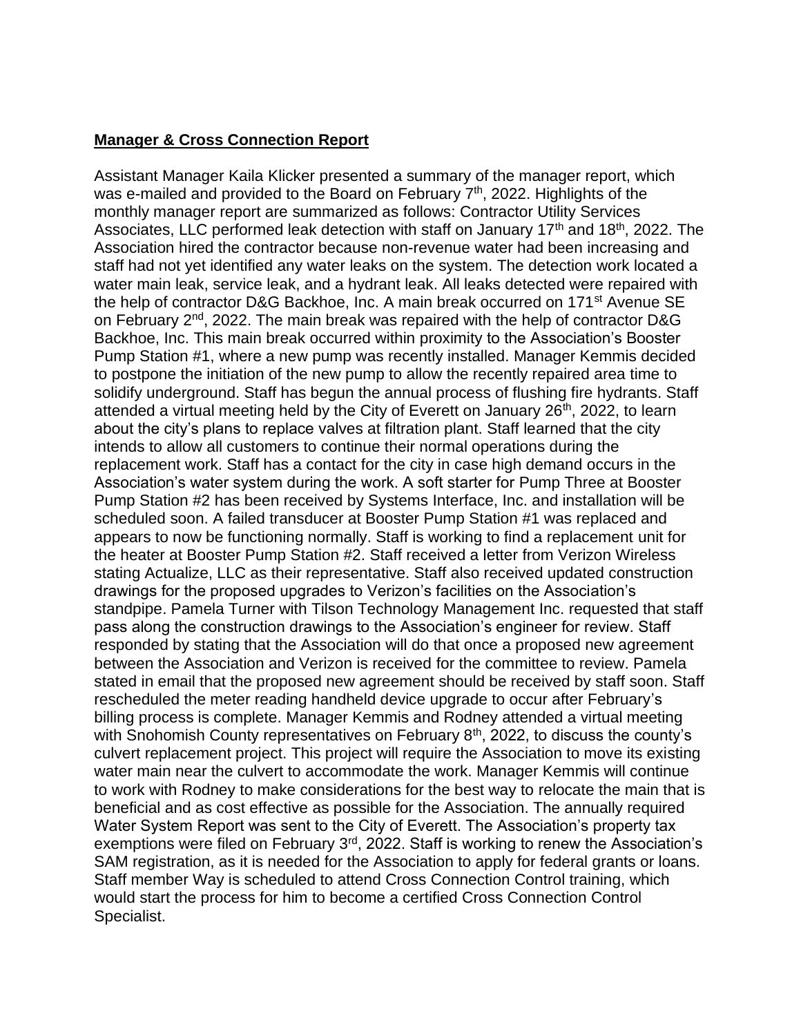**Manager & Cross Connection Report**

Assistant Manager Kaila Klicker presented a summary of the manager report, which was e-mailed and provided to the Board on February 7th, 2022. Highlights of the monthly manager report are summarized as follows: Contractor Utility Services Associates, LLC performed leak detection with staff on January 17th and 18th, 2022. The Association hired the contractor because non-revenue water had been increasing and staff had not yet identified any water leaks on the system. The detection work located a water main leak, service leak, and a hydrant leak. All leaks detected were repaired with the help of contractor D&G Backhoe, Inc. A main break occurred on 171st Avenue SE on February 2nd, 2022. The main break was repaired with the help of contractor D&G Backhoe, Inc. This main break occurred within proximity to the Association's Booster Pump Station #1, where a new pump was recently installed. Manager Kemmis decided to postpone the initiation of the new pump to allow the recently repaired area time to solidify underground. Staff has begun the annual process of flushing fire hydrants. Staff attended a virtual meeting held by the City of Everett on January 26th, 2022, to learn about the city's plans to replace valves at filtration plant. Staff learned that the city intends to allow all customers to continue their normal operations during the replacement work. Staff has a contact for the city in case high demand occurs in the Association's water system during the work. A soft starter for Pump Three at Booster Pump Station #2 has been received by Systems Interface, Inc. and installation will be scheduled soon. A failed transducer at Booster Pump Station #1 was replaced and appears to now be functioning normally. Staff is working to find a replacement unit for the heater at Booster Pump Station #2. Staff received a letter from Verizon Wireless stating Actualize, LLC as their representative. Staff also received updated construction drawings for the proposed upgrades to Verizon's facilities on the Association's standpipe. Pamela Turner with Tilson Technology Management Inc. requested that staff pass along the construction drawings to the Association's engineer for review. Staff responded by stating that the Association will do that once a proposed new agreement between the Association and Verizon is received for the committee to review. Pamela stated in email that the proposed new agreement should be received by staff soon. Staff rescheduled the meter reading handheld device upgrade to occur after February's billing process is complete. Manager Kemmis and Rodney attended a virtual meeting with Snohomish County representatives on February 8th, 2022, to discuss the county's culvert replacement project. This project will require the Association to move its existing water main near the culvert to accommodate the work. Manager Kemmis will continue to work with Rodney to make considerations for the best way to relocate the main that is beneficial and as cost effective as possible for the Association. The annually required Water System Report was sent to the City of Everett. The Association's property tax exemptions were filed on February 3rd, 2022. Staff is working to renew the Association's SAM registration, as it is needed for the Association to apply for federal grants or loans. Staff member Way is scheduled to attend Cross Connection Control training, which would start the process for him to become a certified Cross Connection Control Specialist.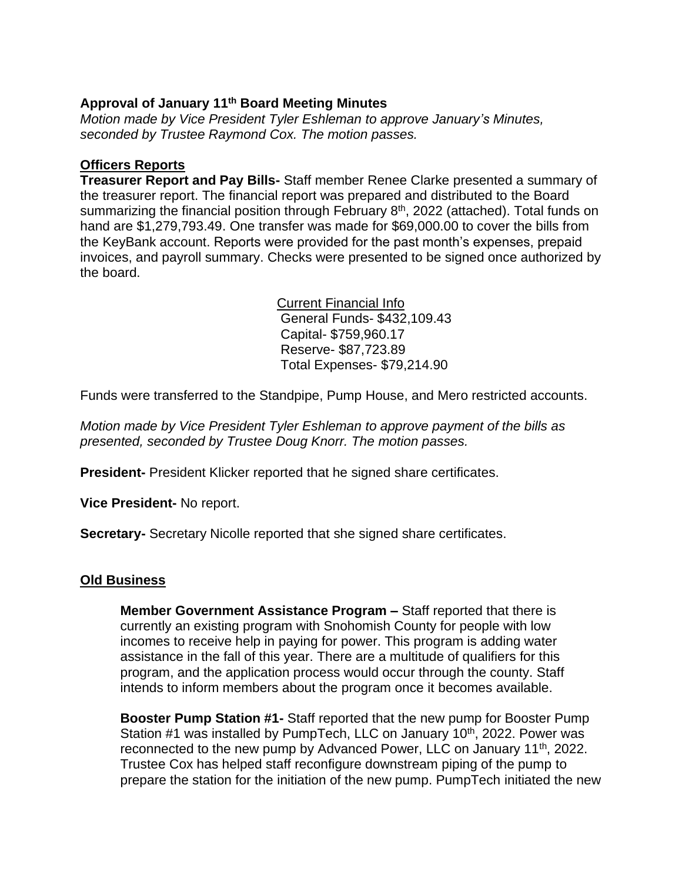**Approval of January 11th Board Meeting Minutes**

*Motion made by Vice President Tyler Eshleman to approve January's Minutes, seconded by Trustee Raymond Cox. The motion passes.*

**Officers Reports**

**Treasurer Report and Pay Bills-** Staff member Renee Clarke presented a summary of the treasurer report. The financial report was prepared and distributed to the Board summarizing the financial position through February 8th, 2022 (attached). Total funds on hand are $1,279,793.49. One transfer was made for $69,000.00 to cover the bills from the KeyBank account. Reports were provided for the past month's expenses, prepaid invoices, and payroll summary. Checks were presented to be signed once authorized by the board.

Current Financial Info
General Funds- $432,109.43
Capital- $759,960.17
Reserve- $87,723.89
Total Expenses- $79,214.90

Funds were transferred to the Standpipe, Pump House, and Mero restricted accounts.

*Motion made by Vice President Tyler Eshleman to approve payment of the bills as presented, seconded by Trustee Doug Knorr. The motion passes.*

**President-** President Klicker reported that he signed share certificates.

**Vice President-** No report.

**Secretary-** Secretary Nicolle reported that she signed share certificates.

**Old Business**

**Member Government Assistance Program –** Staff reported that there is currently an existing program with Snohomish County for people with low incomes to receive help in paying for power. This program is adding water assistance in the fall of this year. There are a multitude of qualifiers for this program, and the application process would occur through the county. Staff intends to inform members about the program once it becomes available.

**Booster Pump Station #1-** Staff reported that the new pump for Booster Pump Station #1 was installed by PumpTech, LLC on January 10th, 2022. Power was reconnected to the new pump by Advanced Power, LLC on January 11th, 2022. Trustee Cox has helped staff reconfigure downstream piping of the pump to prepare the station for the initiation of the new pump. PumpTech initiated the new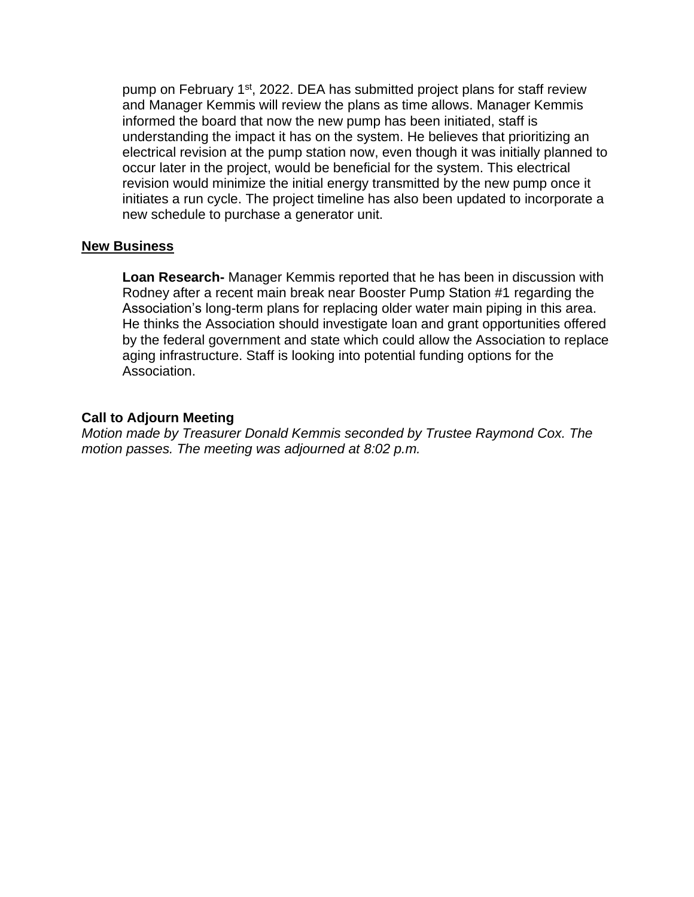pump on February 1st, 2022. DEA has submitted project plans for staff review and Manager Kemmis will review the plans as time allows. Manager Kemmis informed the board that now the new pump has been initiated, staff is understanding the impact it has on the system. He believes that prioritizing an electrical revision at the pump station now, even though it was initially planned to occur later in the project, would be beneficial for the system. This electrical revision would minimize the initial energy transmitted by the new pump once it initiates a run cycle. The project timeline has also been updated to incorporate a new schedule to purchase a generator unit.

## New Business

**Loan Research-** Manager Kemmis reported that he has been in discussion with Rodney after a recent main break near Booster Pump Station #1 regarding the Association's long-term plans for replacing older water main piping in this area. He thinks the Association should investigate loan and grant opportunities offered by the federal government and state which could allow the Association to replace aging infrastructure. Staff is looking into potential funding options for the Association.

## Call to Adjourn Meeting

*Motion made by Treasurer Donald Kemmis seconded by Trustee Raymond Cox. The motion passes. The meeting was adjourned at 8:02 p.m.*